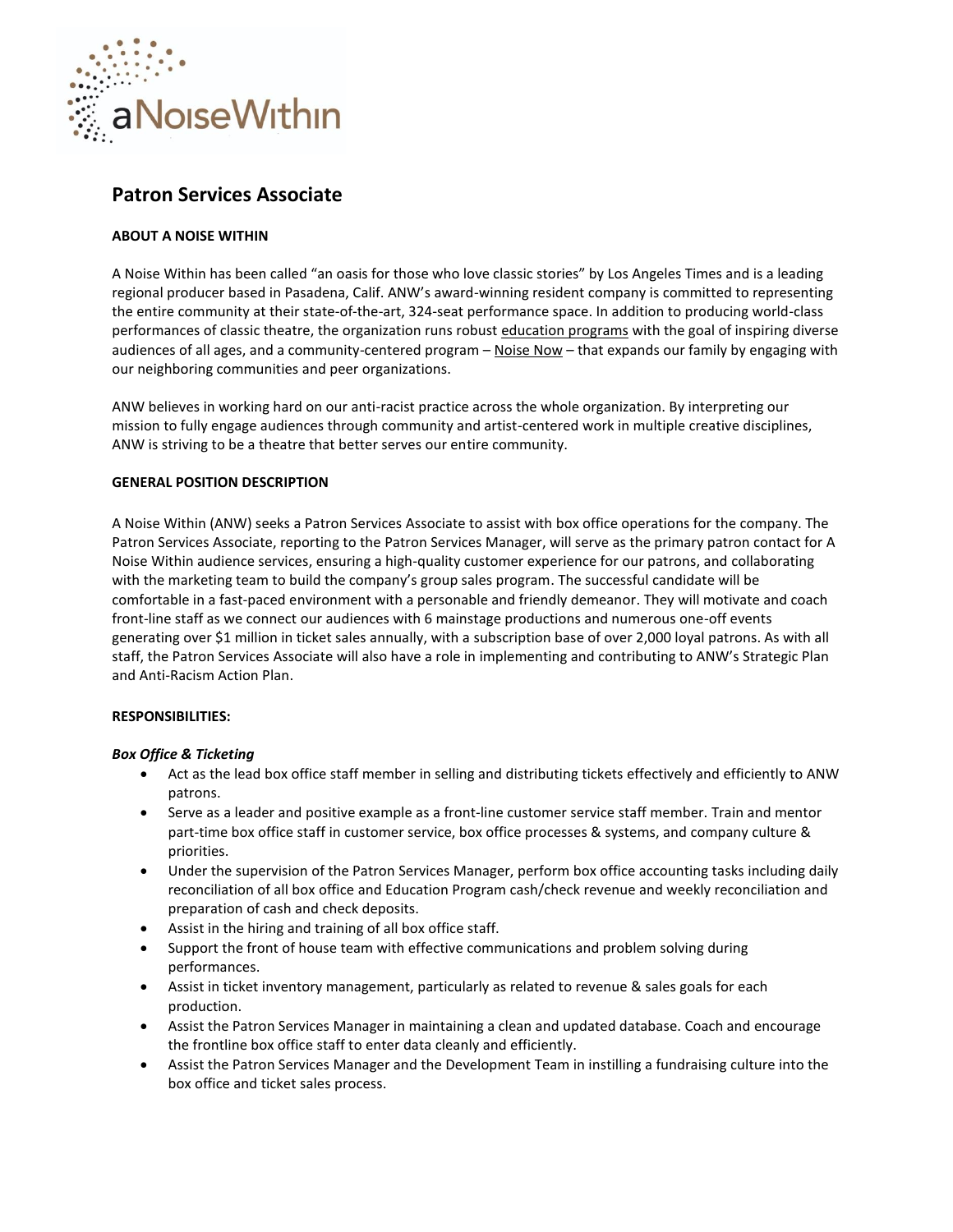# Patron Services Associate

**ABOUT A NOISE WITHIN**

A Noise Within has been called "an oasis for those who love classic stories" by Los Angeles Times and is a leading regional producer based in Pasadena, Calif. ANW's award-winning resident company is committed to representing the entire community at their state-of-the-art, 324-seat performance space. In addition to producing world-class performances of classic theatre, the organization runs robust education programs with the goal of inspiring diverse audiences of all ages, and a community-centered program – Noise Now – that expands our family by engaging with our neighboring communities and peer organizations.

ANW believes in working hard on our anti-racist practice across the whole organization. By interpreting our mission to fully engage audiences through community and artist-centered work in multiple creative disciplines, ANW is striving to be a theatre that better serves our entire community.

**GENERAL POSITION DESCRIPTION**

A Noise Within (ANW) seeks a Patron Services Associate to assist with box office operations for the company. The Patron Services Associate, reporting to the Patron Services Manager, will serve as the primary patron contact for A Noise Within audience services, ensuring a high-quality customer experience for our patrons, and collaborating with the marketing team to build the company's group sales program. The successful candidate will be comfortable in a fast-paced environment with a personable and friendly demeanor. They will motivate and coach front-line staff as we connect our audiences with 6 mainstage productions and numerous one-off events generating over $1 million in ticket sales annually, with a subscription base of over 2,000 loyal patrons. As with all staff, the Patron Services Associate will also have a role in implementing and contributing to ANW's Strategic Plan and Anti-Racism Action Plan.

**RESPONSIBILITIES:**

***Box Office & Ticketing***

- Act as the lead box office staff member in selling and distributing tickets effectively and efficiently to ANW patrons.
- Serve as a leader and positive example as a front-line customer service staff member. Train and mentor part-time box office staff in customer service, box office processes & systems, and company culture & priorities.
- Under the supervision of the Patron Services Manager, perform box office accounting tasks including daily reconciliation of all box office and Education Program cash/check revenue and weekly reconciliation and preparation of cash and check deposits.
- Assist in the hiring and training of all box office staff.
- Support the front of house team with effective communications and problem solving during performances.
- Assist in ticket inventory management, particularly as related to revenue & sales goals for each production.
- Assist the Patron Services Manager in maintaining a clean and updated database. Coach and encourage the frontline box office staff to enter data cleanly and efficiently.
- Assist the Patron Services Manager and the Development Team in instilling a fundraising culture into the box office and ticket sales process.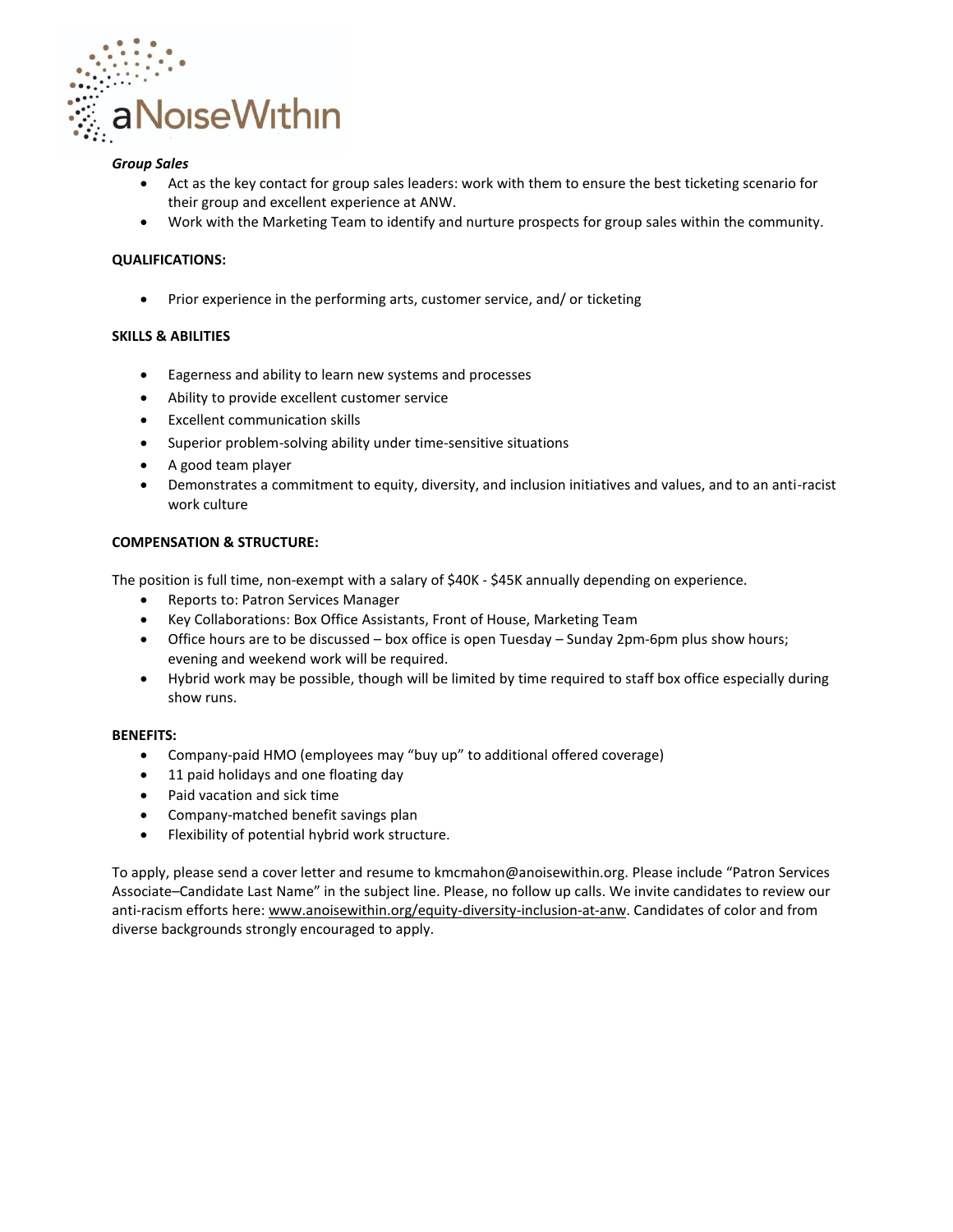***Group Sales***

- Act as the key contact for group sales leaders: work with them to ensure the best ticketing scenario for their group and excellent experience at ANW.
- Work with the Marketing Team to identify and nurture prospects for group sales within the community.

**QUALIFICATIONS:**

- Prior experience in the performing arts, customer service, and/ or ticketing

**SKILLS & ABILITIES**

- Eagerness and ability to learn new systems and processes
- Ability to provide excellent customer service
- Excellent communication skills
- Superior problem-solving ability under time-sensitive situations
- A good team player
- Demonstrates a commitment to equity, diversity, and inclusion initiatives and values, and to an anti-racist work culture

**COMPENSATION & STRUCTURE:**

The position is full time, non-exempt with a salary of $40K - $45K annually depending on experience.

- Reports to: Patron Services Manager
- Key Collaborations: Box Office Assistants, Front of House, Marketing Team
- Office hours are to be discussed – box office is open Tuesday – Sunday 2pm-6pm plus show hours; evening and weekend work will be required.
- Hybrid work may be possible, though will be limited by time required to staff box office especially during show runs.

**BENEFITS:**

- Company-paid HMO (employees may "buy up" to additional offered coverage)
- 11 paid holidays and one floating day
- Paid vacation and sick time
- Company-matched benefit savings plan
- Flexibility of potential hybrid work structure.

To apply, please send a cover letter and resume to kmcmahon@anoisewithin.org. Please include "Patron Services Associate–Candidate Last Name" in the subject line. Please, no follow up calls. We invite candidates to review our anti-racism efforts here: www.anoisewithin.org/equity-diversity-inclusion-at-anw. Candidates of color and from diverse backgrounds strongly encouraged to apply.